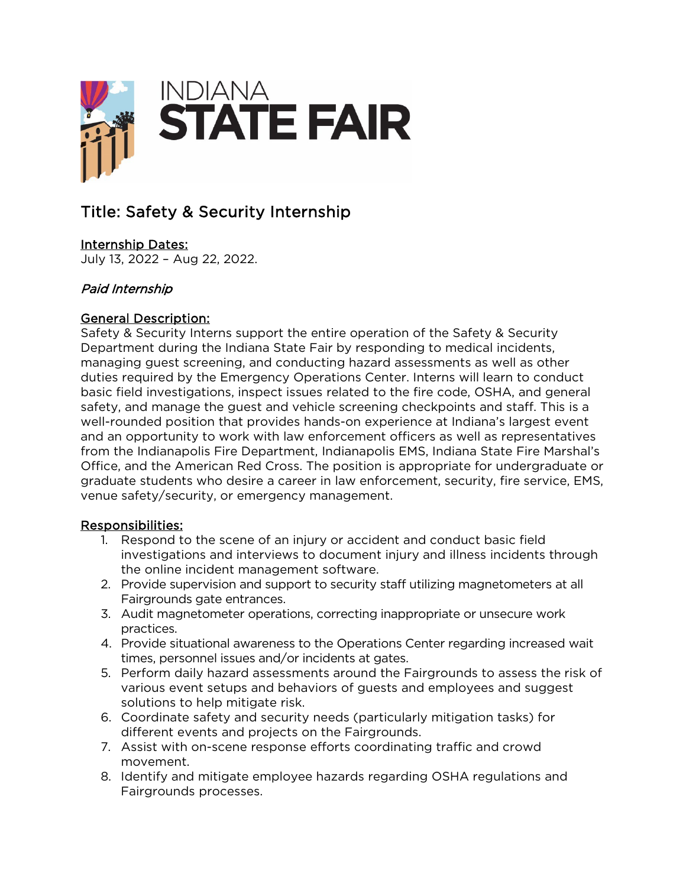INDIANA STATE FAIR

# Title: Safety & Security Internship

**Internship Dates:**
July 13, 2022 – Aug 22, 2022.

*Paid Internship*

**General Description:**
Safety & Security Interns support the entire operation of the Safety & Security Department during the Indiana State Fair by responding to medical incidents, managing guest screening, and conducting hazard assessments as well as other duties required by the Emergency Operations Center. Interns will learn to conduct basic field investigations, inspect issues related to the fire code, OSHA, and general safety, and manage the guest and vehicle screening checkpoints and staff. This is a well-rounded position that provides hands-on experience at Indiana's largest event and an opportunity to work with law enforcement officers as well as representatives from the Indianapolis Fire Department, Indianapolis EMS, Indiana State Fire Marshal's Office, and the American Red Cross. The position is appropriate for undergraduate or graduate students who desire a career in law enforcement, security, fire service, EMS, venue safety/security, or emergency management.

**Responsibilities:**

1. Respond to the scene of an injury or accident and conduct basic field investigations and interviews to document injury and illness incidents through the online incident management software.
2. Provide supervision and support to security staff utilizing magnetometers at all Fairgrounds gate entrances.
3. Audit magnetometer operations, correcting inappropriate or unsecure work practices.
4. Provide situational awareness to the Operations Center regarding increased wait times, personnel issues and/or incidents at gates.
5. Perform daily hazard assessments around the Fairgrounds to assess the risk of various event setups and behaviors of guests and employees and suggest solutions to help mitigate risk.
6. Coordinate safety and security needs (particularly mitigation tasks) for different events and projects on the Fairgrounds.
7. Assist with on-scene response efforts coordinating traffic and crowd movement.
8. Identify and mitigate employee hazards regarding OSHA regulations and Fairgrounds processes.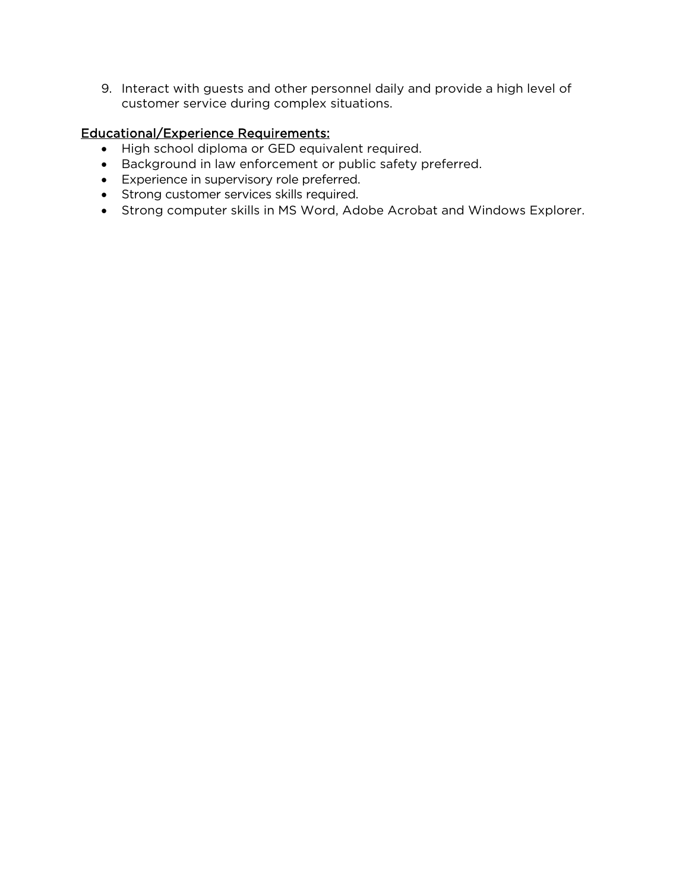9. Interact with guests and other personnel daily and provide a high level of customer service during complex situations.

## Educational/Experience Requirements:

- High school diploma or GED equivalent required.
- Background in law enforcement or public safety preferred.
- Experience in supervisory role preferred.
- Strong customer services skills required.
- Strong computer skills in MS Word, Adobe Acrobat and Windows Explorer.